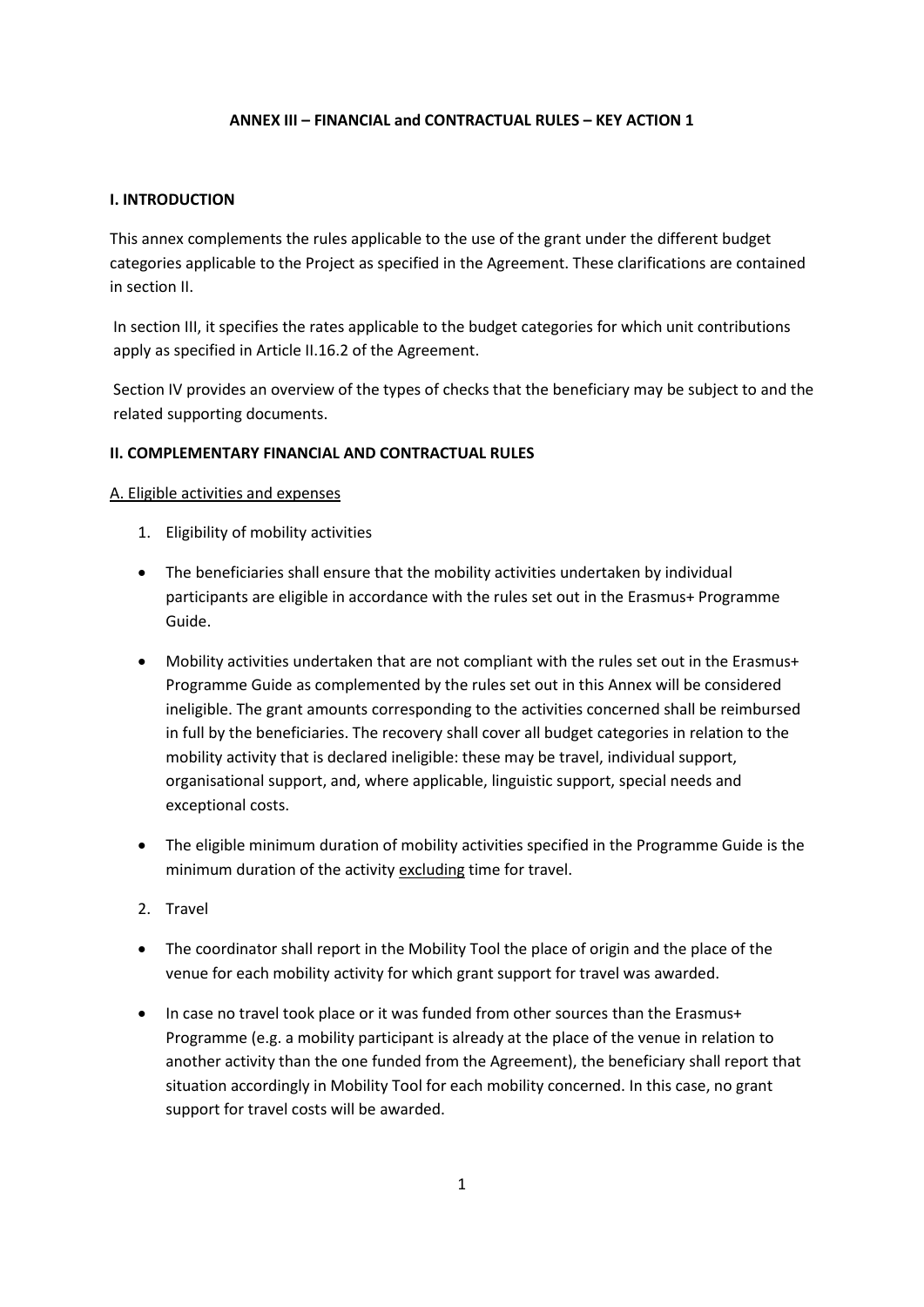# ANNEX III – FINANCIAL and CONTRACTUAL RULES – KEY ACTION 1

## I. INTRODUCTION

This annex complements the rules applicable to the use of the grant under the different budget categories applicable to the Project as specified in the Agreement. These clarifications are contained in section II.

In section III, it specifies the rates applicable to the budget categories for which unit contributions apply as specified in Article II.16.2 of the Agreement.

Section IV provides an overview of the types of checks that the beneficiary may be subject to and the related supporting documents.

## II. COMPLEMENTARY FINANCIAL AND CONTRACTUAL RULES

### A. Eligible activities and expenses

1. Eligibility of mobility activities

- The beneficiaries shall ensure that the mobility activities undertaken by individual participants are eligible in accordance with the rules set out in the Erasmus+ Programme Guide.
- Mobility activities undertaken that are not compliant with the rules set out in the Erasmus+ Programme Guide as complemented by the rules set out in this Annex will be considered ineligible. The grant amounts corresponding to the activities concerned shall be reimbursed in full by the beneficiaries. The recovery shall cover all budget categories in relation to the mobility activity that is declared ineligible: these may be travel, individual support, organisational support, and, where applicable, linguistic support, special needs and exceptional costs.
- The eligible minimum duration of mobility activities specified in the Programme Guide is the minimum duration of the activity excluding time for travel.

2. Travel

- The coordinator shall report in the Mobility Tool the place of origin and the place of the venue for each mobility activity for which grant support for travel was awarded.
- In case no travel took place or it was funded from other sources than the Erasmus+ Programme (e.g. a mobility participant is already at the place of the venue in relation to another activity than the one funded from the Agreement), the beneficiary shall report that situation accordingly in Mobility Tool for each mobility concerned. In this case, no grant support for travel costs will be awarded.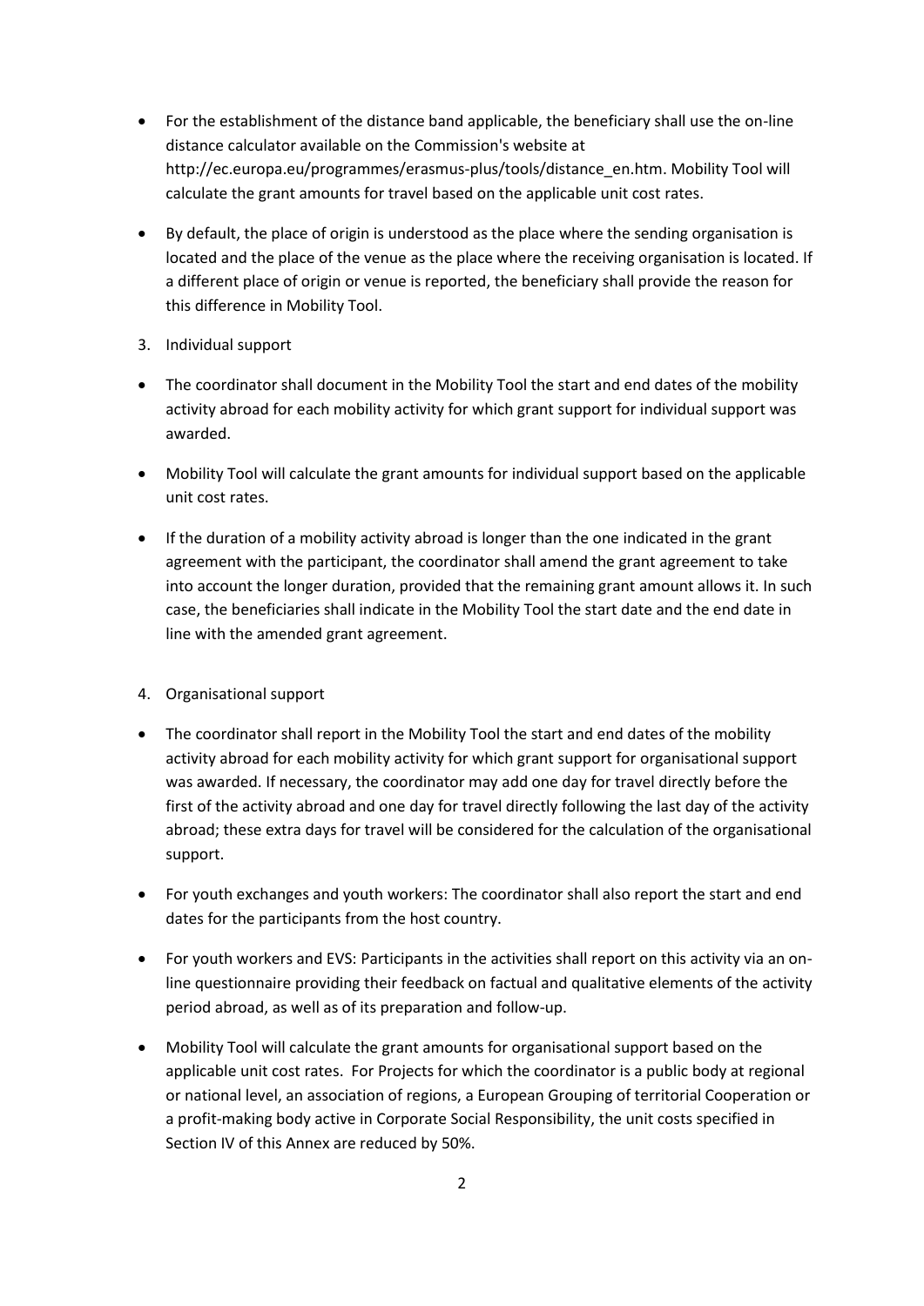- For the establishment of the distance band applicable, the beneficiary shall use the on-line distance calculator available on the Commission's website at http://ec.europa.eu/programmes/erasmus-plus/tools/distance_en.htm. Mobility Tool will calculate the grant amounts for travel based on the applicable unit cost rates.
- By default, the place of origin is understood as the place where the sending organisation is located and the place of the venue as the place where the receiving organisation is located. If a different place of origin or venue is reported, the beneficiary shall provide the reason for this difference in Mobility Tool.

3. Individual support

- The coordinator shall document in the Mobility Tool the start and end dates of the mobility activity abroad for each mobility activity for which grant support for individual support was awarded.
- Mobility Tool will calculate the grant amounts for individual support based on the applicable unit cost rates.
- If the duration of a mobility activity abroad is longer than the one indicated in the grant agreement with the participant, the coordinator shall amend the grant agreement to take into account the longer duration, provided that the remaining grant amount allows it. In such case, the beneficiaries shall indicate in the Mobility Tool the start date and the end date in line with the amended grant agreement.

4. Organisational support

- The coordinator shall report in the Mobility Tool the start and end dates of the mobility activity abroad for each mobility activity for which grant support for organisational support was awarded. If necessary, the coordinator may add one day for travel directly before the first of the activity abroad and one day for travel directly following the last day of the activity abroad; these extra days for travel will be considered for the calculation of the organisational support.
- For youth exchanges and youth workers: The coordinator shall also report the start and end dates for the participants from the host country.
- For youth workers and EVS: Participants in the activities shall report on this activity via an on-line questionnaire providing their feedback on factual and qualitative elements of the activity period abroad, as well as of its preparation and follow-up.
- Mobility Tool will calculate the grant amounts for organisational support based on the applicable unit cost rates. For Projects for which the coordinator is a public body at regional or national level, an association of regions, a European Grouping of territorial Cooperation or a profit-making body active in Corporate Social Responsibility, the unit costs specified in Section IV of this Annex are reduced by 50%.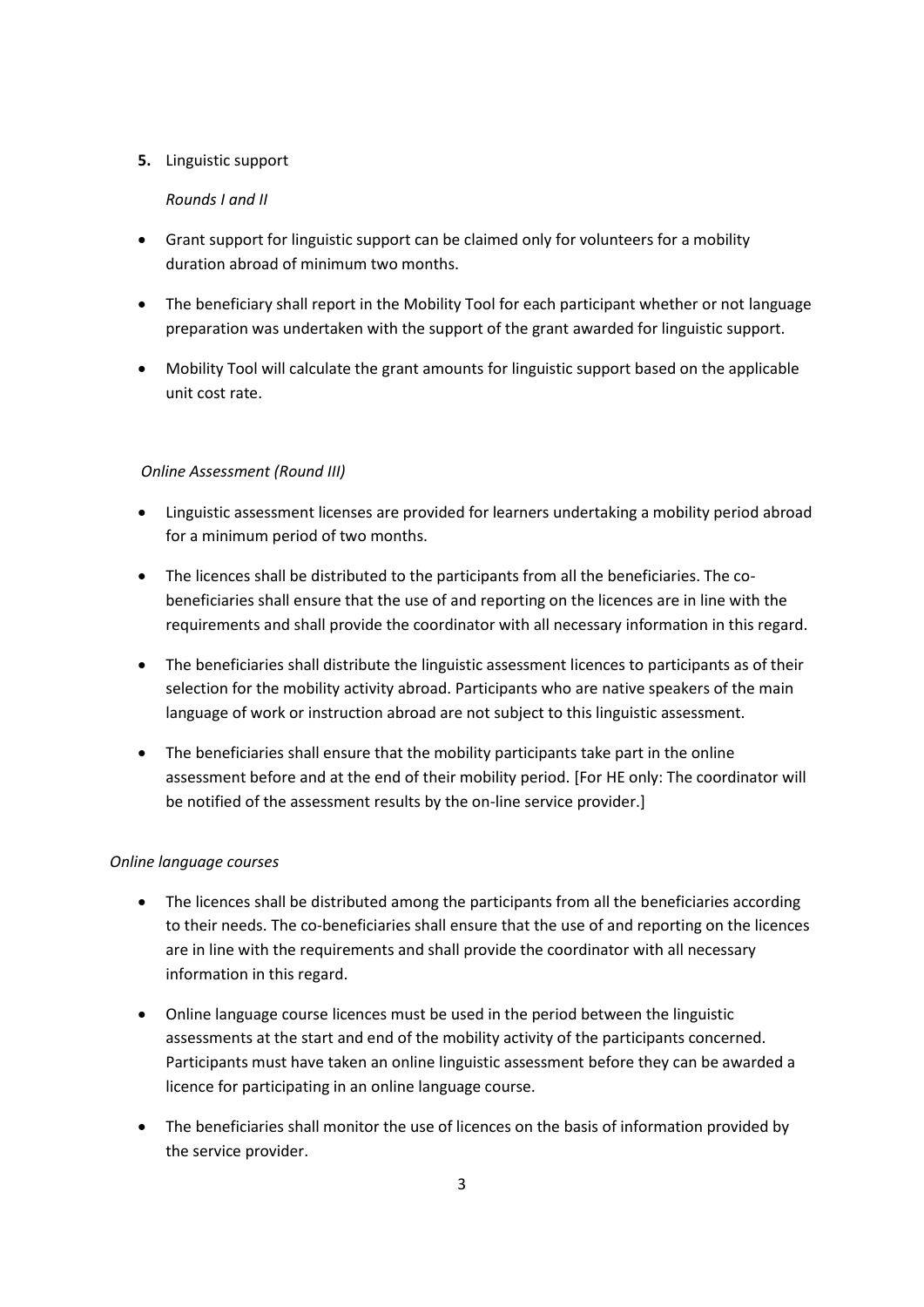**5.** Linguistic support

*Rounds I and II*

- Grant support for linguistic support can be claimed only for volunteers for a mobility duration abroad of minimum two months.
- The beneficiary shall report in the Mobility Tool for each participant whether or not language preparation was undertaken with the support of the grant awarded for linguistic support.
- Mobility Tool will calculate the grant amounts for linguistic support based on the applicable unit cost rate.

*Online Assessment (Round III)*

- Linguistic assessment licenses are provided for learners undertaking a mobility period abroad for a minimum period of two months.
- The licences shall be distributed to the participants from all the beneficiaries. The co-beneficiaries shall ensure that the use of and reporting on the licences are in line with the requirements and shall provide the coordinator with all necessary information in this regard.
- The beneficiaries shall distribute the linguistic assessment licences to participants as of their selection for the mobility activity abroad. Participants who are native speakers of the main language of work or instruction abroad are not subject to this linguistic assessment.
- The beneficiaries shall ensure that the mobility participants take part in the online assessment before and at the end of their mobility period. [For HE only: The coordinator will be notified of the assessment results by the on-line service provider.]

*Online language courses*

- The licences shall be distributed among the participants from all the beneficiaries according to their needs. The co-beneficiaries shall ensure that the use of and reporting on the licences are in line with the requirements and shall provide the coordinator with all necessary information in this regard.
- Online language course licences must be used in the period between the linguistic assessments at the start and end of the mobility activity of the participants concerned. Participants must have taken an online linguistic assessment before they can be awarded a licence for participating in an online language course.
- The beneficiaries shall monitor the use of licences on the basis of information provided by the service provider.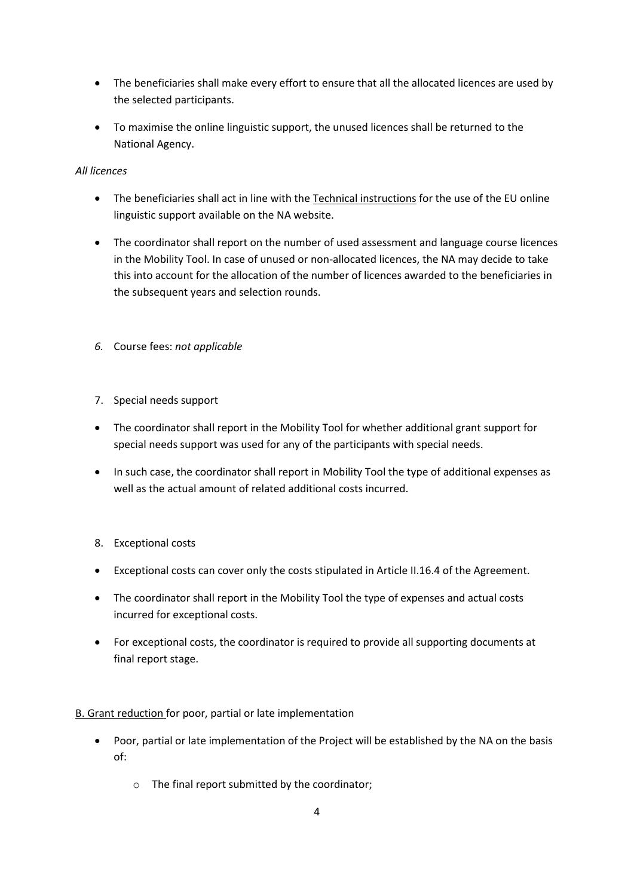- The beneficiaries shall make every effort to ensure that all the allocated licences are used by the selected participants.
- To maximise the online linguistic support, the unused licences shall be returned to the National Agency.

*All licences*

- The beneficiaries shall act in line with the Technical instructions for the use of the EU online linguistic support available on the NA website.
- The coordinator shall report on the number of used assessment and language course licences in the Mobility Tool. In case of unused or non-allocated licences, the NA may decide to take this into account for the allocation of the number of licences awarded to the beneficiaries in the subsequent years and selection rounds.

*6.* Course fees: *not applicable*

7. Special needs support

- The coordinator shall report in the Mobility Tool for whether additional grant support for special needs support was used for any of the participants with special needs.
- In such case, the coordinator shall report in Mobility Tool the type of additional expenses as well as the actual amount of related additional costs incurred.

8. Exceptional costs

- Exceptional costs can cover only the costs stipulated in Article II.16.4 of the Agreement.
- The coordinator shall report in the Mobility Tool the type of expenses and actual costs incurred for exceptional costs.
- For exceptional costs, the coordinator is required to provide all supporting documents at final report stage.

B. Grant reduction for poor, partial or late implementation

- Poor, partial or late implementation of the Project will be established by the NA on the basis of:
    - The final report submitted by the coordinator;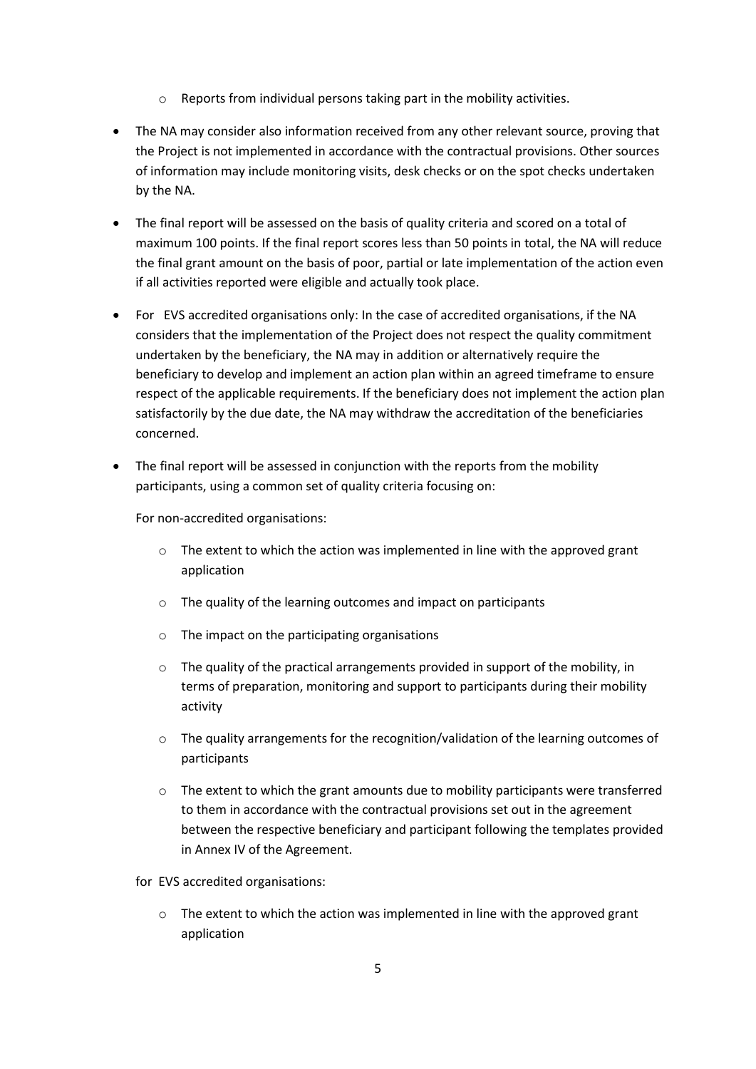- Reports from individual persons taking part in the mobility activities.

- The NA may consider also information received from any other relevant source, proving that the Project is not implemented in accordance with the contractual provisions. Other sources of information may include monitoring visits, desk checks or on the spot checks undertaken by the NA.

- The final report will be assessed on the basis of quality criteria and scored on a total of maximum 100 points. If the final report scores less than 50 points in total, the NA will reduce the final grant amount on the basis of poor, partial or late implementation of the action even if all activities reported were eligible and actually took place.

- For EVS accredited organisations only: In the case of accredited organisations, if the NA considers that the implementation of the Project does not respect the quality commitment undertaken by the beneficiary, the NA may in addition or alternatively require the beneficiary to develop and implement an action plan within an agreed timeframe to ensure respect of the applicable requirements. If the beneficiary does not implement the action plan satisfactorily by the due date, the NA may withdraw the accreditation of the beneficiaries concerned.

- The final report will be assessed in conjunction with the reports from the mobility participants, using a common set of quality criteria focusing on:

  For non-accredited organisations:

  - The extent to which the action was implemented in line with the approved grant application
  - The quality of the learning outcomes and impact on participants
  - The impact on the participating organisations
  - The quality of the practical arrangements provided in support of the mobility, in terms of preparation, monitoring and support to participants during their mobility activity
  - The quality arrangements for the recognition/validation of the learning outcomes of participants
  - The extent to which the grant amounts due to mobility participants were transferred to them in accordance with the contractual provisions set out in the agreement between the respective beneficiary and participant following the templates provided in Annex IV of the Agreement.

  for EVS accredited organisations:

  - The extent to which the action was implemented in line with the approved grant application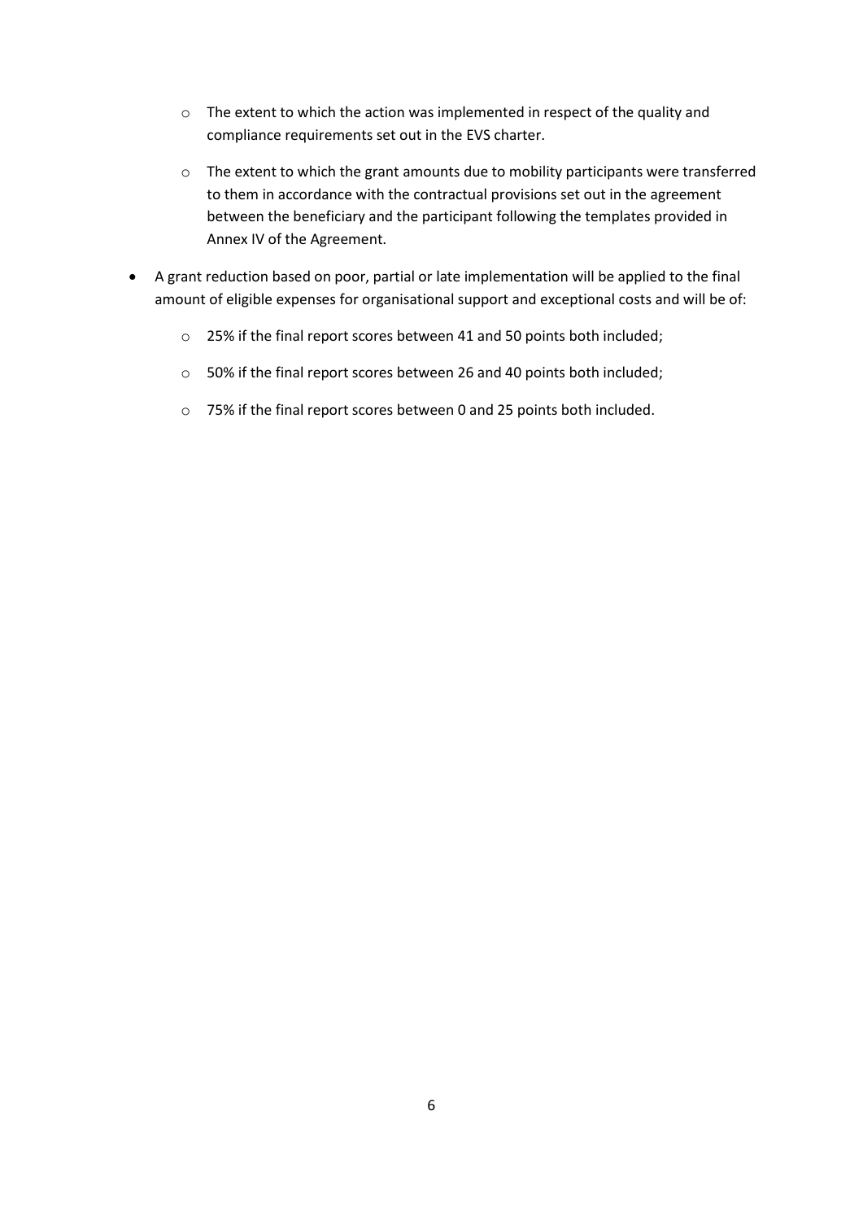- The extent to which the action was implemented in respect of the quality and compliance requirements set out in the EVS charter.

    - The extent to which the grant amounts due to mobility participants were transferred to them in accordance with the contractual provisions set out in the agreement between the beneficiary and the participant following the templates provided in Annex IV of the Agreement.

- A grant reduction based on poor, partial or late implementation will be applied to the final amount of eligible expenses for organisational support and exceptional costs and will be of:

    - 25% if the final report scores between 41 and 50 points both included;

    - 50% if the final report scores between 26 and 40 points both included;

    - 75% if the final report scores between 0 and 25 points both included.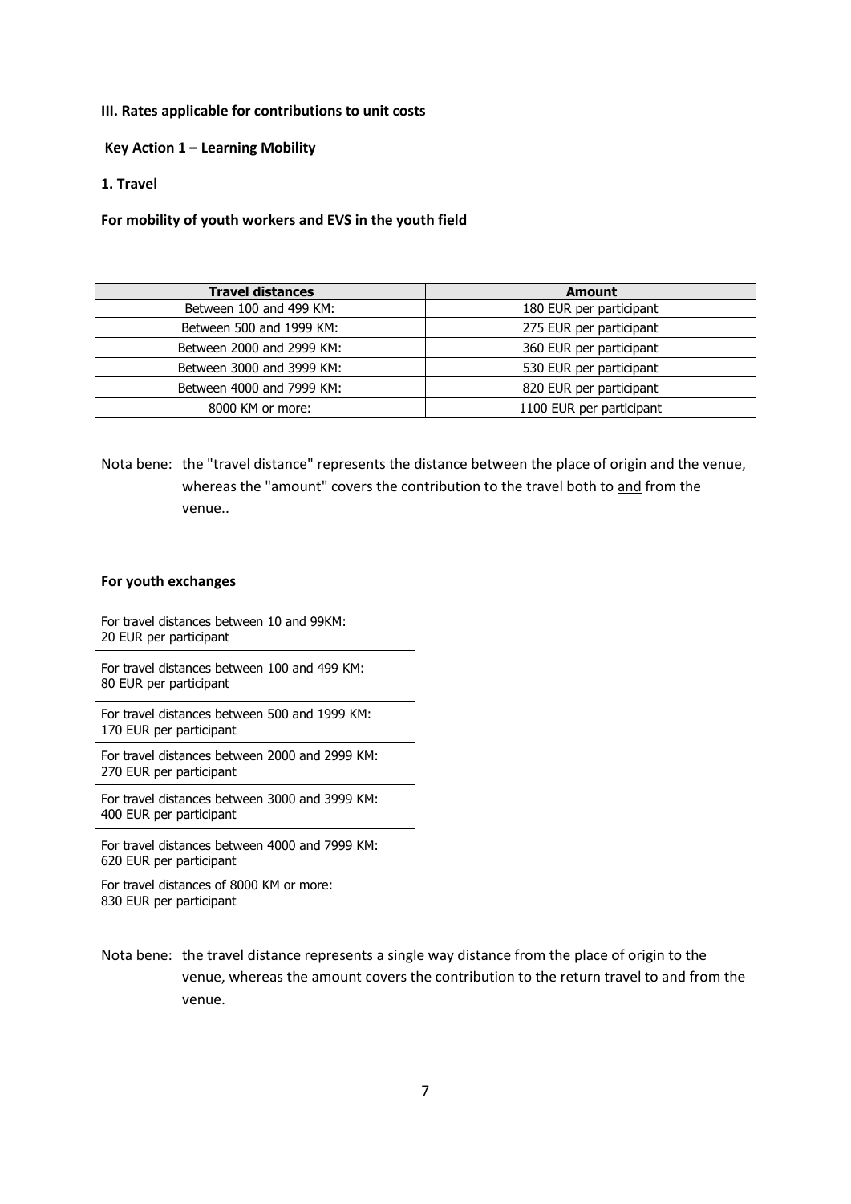**III. Rates applicable for contributions to unit costs**

**Key Action 1 – Learning Mobility**

**1. Travel**

**For mobility of youth workers and EVS in the youth field**

| Travel distances | Amount |
|---|---|
| Between 100 and 499 KM: | 180 EUR per participant |
| Between 500 and 1999 KM: | 275 EUR per participant |
| Between 2000 and 2999 KM: | 360 EUR per participant |
| Between 3000 and 3999 KM: | 530 EUR per participant |
| Between 4000 and 7999 KM: | 820 EUR per participant |
| 8000 KM or more: | 1100 EUR per participant |

Nota bene: the "travel distance" represents the distance between the place of origin and the venue, whereas the "amount" covers the contribution to the travel both to <u>and</u> from the venue..

**For youth exchanges**

| |
|---|
| For travel distances between 10 and 99KM: 20 EUR per participant |
| For travel distances between 100 and 499 KM: 80 EUR per participant |
| For travel distances between 500 and 1999 KM: 170 EUR per participant |
| For travel distances between 2000 and 2999 KM: 270 EUR per participant |
| For travel distances between 3000 and 3999 KM: 400 EUR per participant |
| For travel distances between 4000 and 7999 KM: 620 EUR per participant |
| For travel distances of 8000 KM or more: 830 EUR per participant |

Nota bene: the travel distance represents a single way distance from the place of origin to the venue, whereas the amount covers the contribution to the return travel to and from the venue.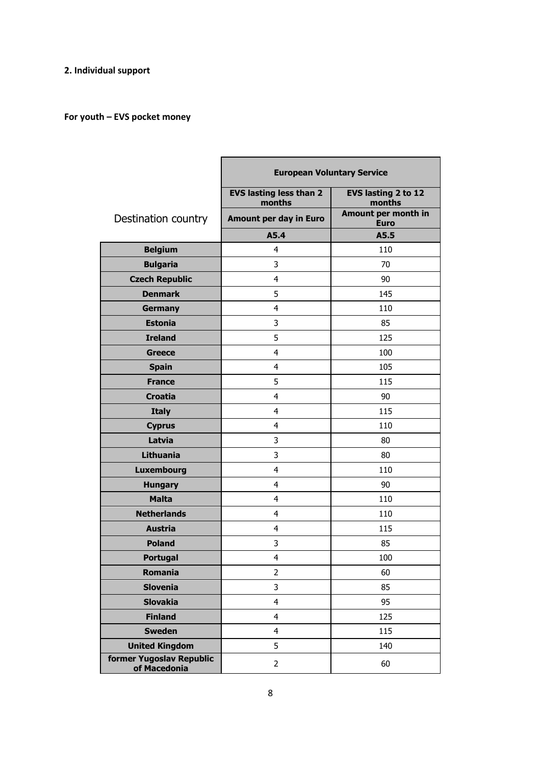**2. Individual support**

**For youth – EVS pocket money**

| Destination country | European Voluntary Service | |
|---|---|---|
| | EVS lasting less than 2 months | EVS lasting 2 to 12 months |
| | Amount per day in Euro | Amount per month in Euro |
| | A5.4 | A5.5 |
| **Belgium** | 4 | 110 |
| **Bulgaria** | 3 | 70 |
| **Czech Republic** | 4 | 90 |
| **Denmark** | 5 | 145 |
| **Germany** | 4 | 110 |
| **Estonia** | 3 | 85 |
| **Ireland** | 5 | 125 |
| **Greece** | 4 | 100 |
| **Spain** | 4 | 105 |
| **France** | 5 | 115 |
| **Croatia** | 4 | 90 |
| **Italy** | 4 | 115 |
| **Cyprus** | 4 | 110 |
| **Latvia** | 3 | 80 |
| **Lithuania** | 3 | 80 |
| **Luxembourg** | 4 | 110 |
| **Hungary** | 4 | 90 |
| **Malta** | 4 | 110 |
| **Netherlands** | 4 | 110 |
| **Austria** | 4 | 115 |
| **Poland** | 3 | 85 |
| **Portugal** | 4 | 100 |
| **Romania** | 2 | 60 |
| **Slovenia** | 3 | 85 |
| **Slovakia** | 4 | 95 |
| **Finland** | 4 | 125 |
| **Sweden** | 4 | 115 |
| **United Kingdom** | 5 | 140 |
| **former Yugoslav Republic of Macedonia** | 2 | 60 |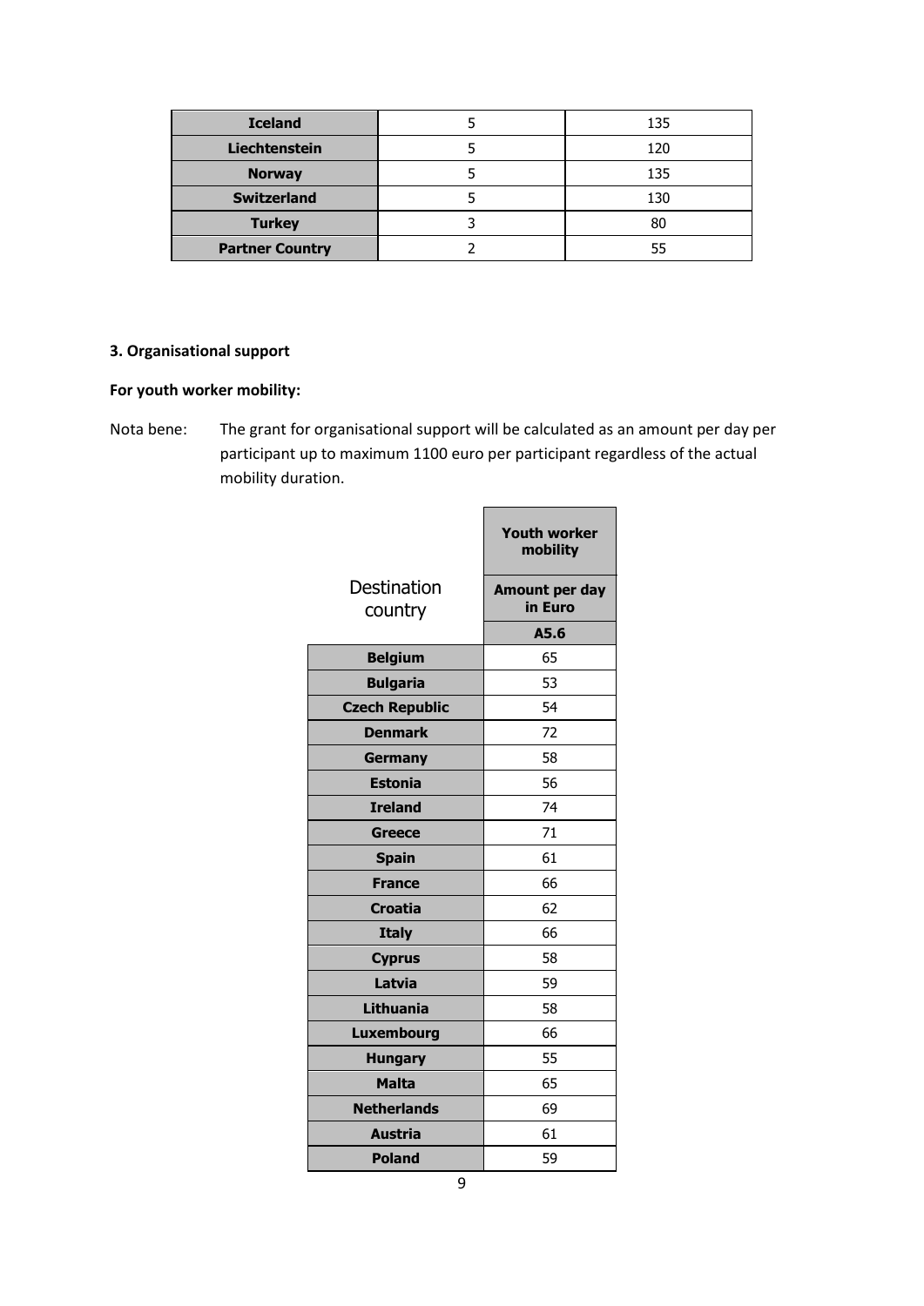| Iceland | 5 | 135 |
|---|---|---|
| Liechtenstein | 5 | 120 |
| Norway | 5 | 135 |
| Switzerland | 5 | 130 |
| Turkey | 3 | 80 |
| Partner Country | 2 | 55 |

**3. Organisational support**

**For youth worker mobility:**

Nota bene: The grant for organisational support will be calculated as an amount per day per participant up to maximum 1100 euro per participant regardless of the actual mobility duration.

| Destination country | Youth worker mobility |
|---|---|
| | Amount per day in Euro |
| | A5.6 |
| Belgium | 65 |
| Bulgaria | 53 |
| Czech Republic | 54 |
| Denmark | 72 |
| Germany | 58 |
| Estonia | 56 |
| Ireland | 74 |
| Greece | 71 |
| Spain | 61 |
| France | 66 |
| Croatia | 62 |
| Italy | 66 |
| Cyprus | 58 |
| Latvia | 59 |
| Lithuania | 58 |
| Luxembourg | 66 |
| Hungary | 55 |
| Malta | 65 |
| Netherlands | 69 |
| Austria | 61 |
| Poland | 59 |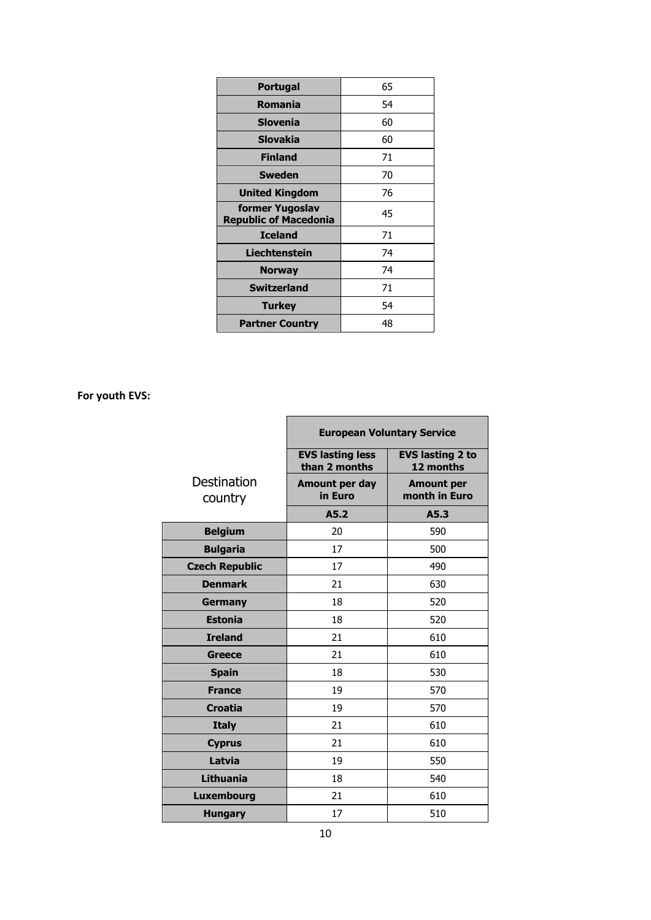| | |
|---|---|
| **Portugal** | 65 |
| **Romania** | 54 |
| **Slovenia** | 60 |
| **Slovakia** | 60 |
| **Finland** | 71 |
| **Sweden** | 70 |
| **United Kingdom** | 76 |
| **former Yugoslav Republic of Macedonia** | 45 |
| **Iceland** | 71 |
| **Liechtenstein** | 74 |
| **Norway** | 74 |
| **Switzerland** | 71 |
| **Turkey** | 54 |
| **Partner Country** | 48 |

**For youth EVS:**

| Destination country | **European Voluntary Service** | |
|---|---|---|
| | **EVS lasting less than 2 months** | **EVS lasting 2 to 12 months** |
| | **Amount per day in Euro** | **Amount per month in Euro** |
| | **A5.2** | **A5.3** |
| **Belgium** | 20 | 590 |
| **Bulgaria** | 17 | 500 |
| **Czech Republic** | 17 | 490 |
| **Denmark** | 21 | 630 |
| **Germany** | 18 | 520 |
| **Estonia** | 18 | 520 |
| **Ireland** | 21 | 610 |
| **Greece** | 21 | 610 |
| **Spain** | 18 | 530 |
| **France** | 19 | 570 |
| **Croatia** | 19 | 570 |
| **Italy** | 21 | 610 |
| **Cyprus** | 21 | 610 |
| **Latvia** | 19 | 550 |
| **Lithuania** | 18 | 540 |
| **Luxembourg** | 21 | 610 |
| **Hungary** | 17 | 510 |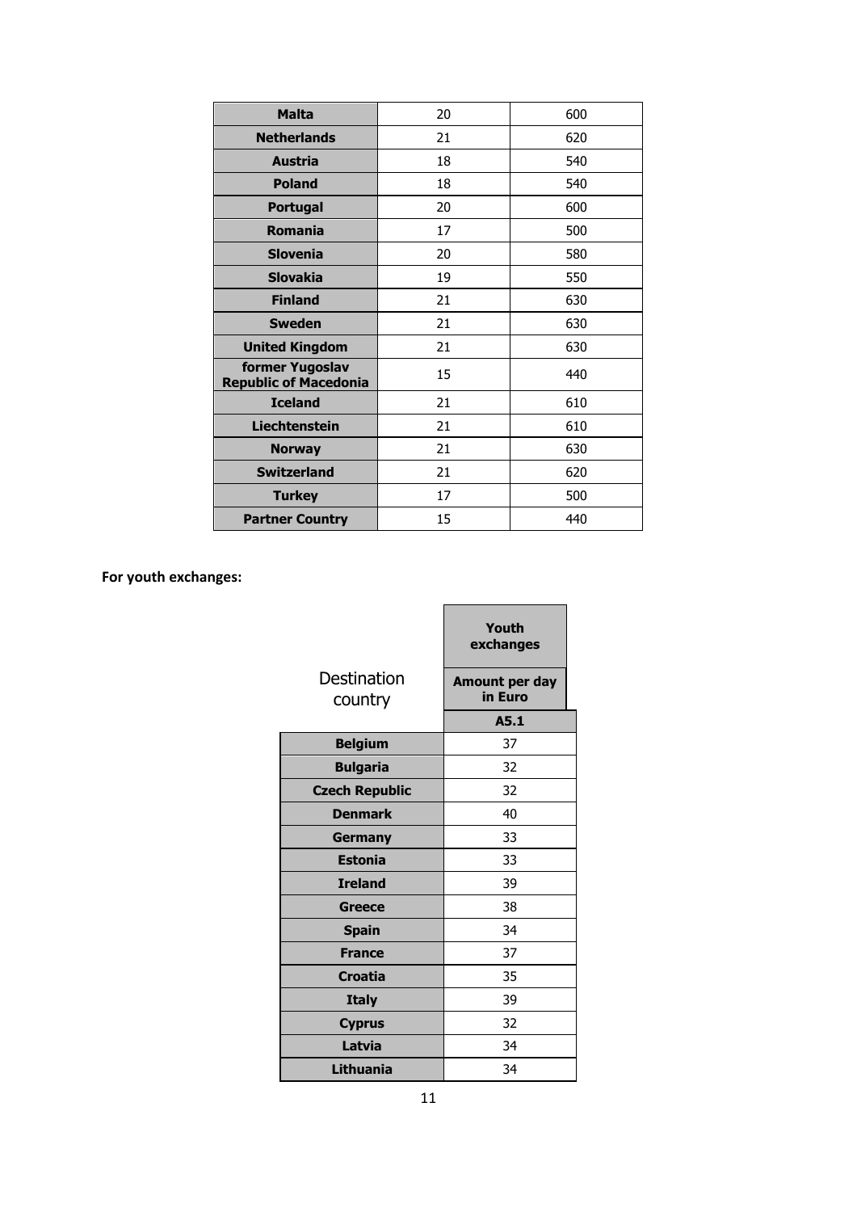| Malta | 20 | 600 |
|---|---|---|
| Netherlands | 21 | 620 |
| Austria | 18 | 540 |
| Poland | 18 | 540 |
| Portugal | 20 | 600 |
| Romania | 17 | 500 |
| Slovenia | 20 | 580 |
| Slovakia | 19 | 550 |
| Finland | 21 | 630 |
| Sweden | 21 | 630 |
| United Kingdom | 21 | 630 |
| former Yugoslav Republic of Macedonia | 15 | 440 |
| Iceland | 21 | 610 |
| Liechtenstein | 21 | 610 |
| Norway | 21 | 630 |
| Switzerland | 21 | 620 |
| Turkey | 17 | 500 |
| Partner Country | 15 | 440 |

**For youth exchanges:**

| Destination country | Youth exchanges |
|---|---|
| | Amount per day in Euro |
| | A5.1 |
| Belgium | 37 |
| Bulgaria | 32 |
| Czech Republic | 32 |
| Denmark | 40 |
| Germany | 33 |
| Estonia | 33 |
| Ireland | 39 |
| Greece | 38 |
| Spain | 34 |
| France | 37 |
| Croatia | 35 |
| Italy | 39 |
| Cyprus | 32 |
| Latvia | 34 |
| Lithuania | 34 |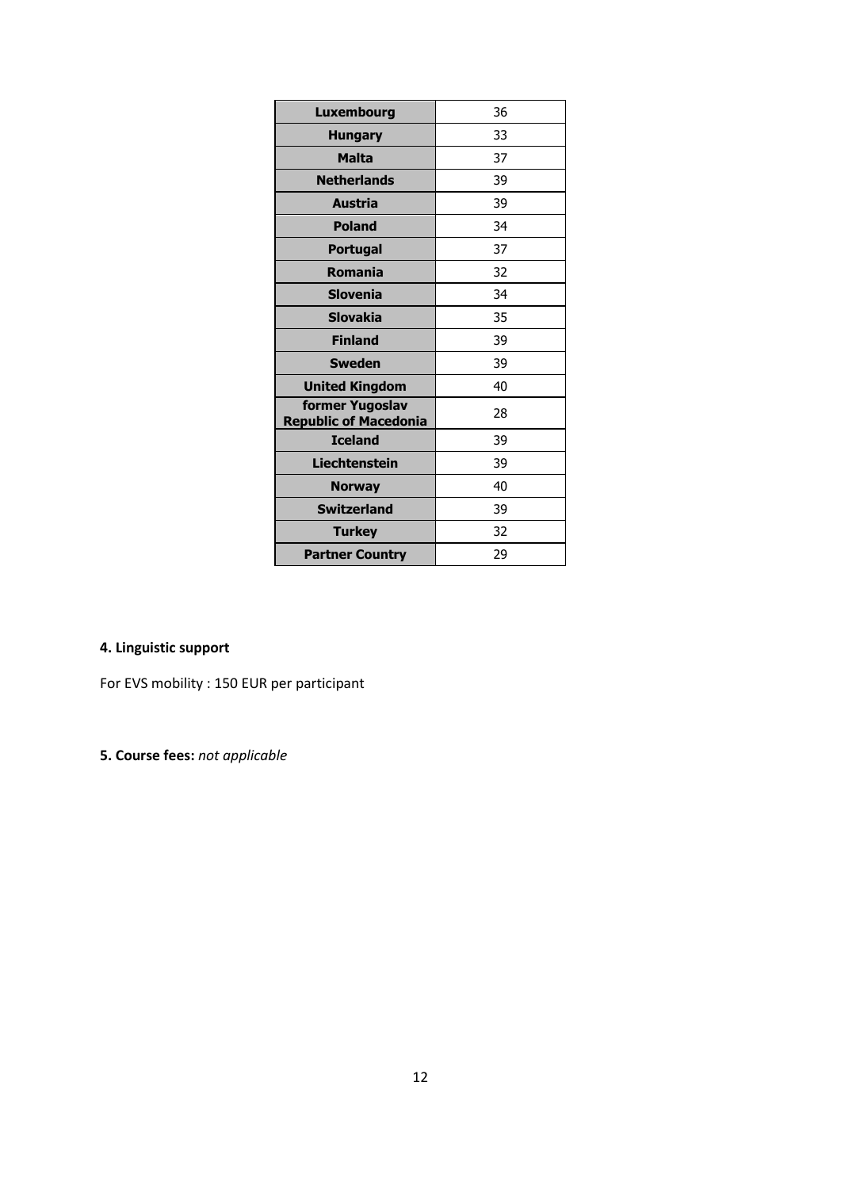| Luxembourg | 36 |
|---|---|
| Hungary | 33 |
| Malta | 37 |
| Netherlands | 39 |
| Austria | 39 |
| Poland | 34 |
| Portugal | 37 |
| Romania | 32 |
| Slovenia | 34 |
| Slovakia | 35 |
| Finland | 39 |
| Sweden | 39 |
| United Kingdom | 40 |
| former Yugoslav Republic of Macedonia | 28 |
| Iceland | 39 |
| Liechtenstein | 39 |
| Norway | 40 |
| Switzerland | 39 |
| Turkey | 32 |
| Partner Country | 29 |

**4. Linguistic support**

For EVS mobility : 150 EUR per participant

**5. Course fees:** *not applicable*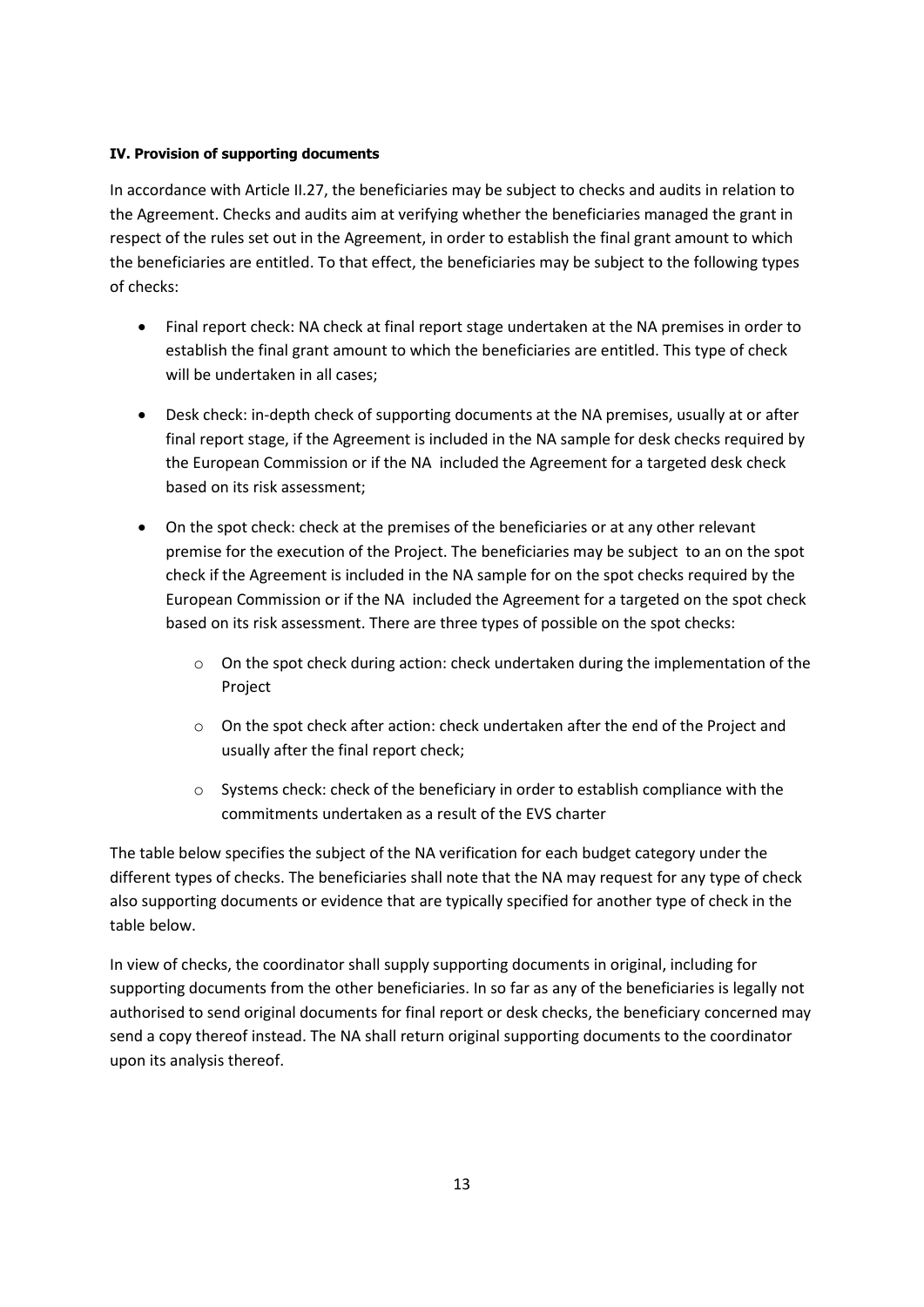**IV. Provision of supporting documents**

In accordance with Article II.27, the beneficiaries may be subject to checks and audits in relation to the Agreement. Checks and audits aim at verifying whether the beneficiaries managed the grant in respect of the rules set out in the Agreement, in order to establish the final grant amount to which the beneficiaries are entitled. To that effect, the beneficiaries may be subject to the following types of checks:

- Final report check: NA check at final report stage undertaken at the NA premises in order to establish the final grant amount to which the beneficiaries are entitled. This type of check will be undertaken in all cases;
- Desk check: in-depth check of supporting documents at the NA premises, usually at or after final report stage, if the Agreement is included in the NA sample for desk checks required by the European Commission or if the NA included the Agreement for a targeted desk check based on its risk assessment;
- On the spot check: check at the premises of the beneficiaries or at any other relevant premise for the execution of the Project. The beneficiaries may be subject to an on the spot check if the Agreement is included in the NA sample for on the spot checks required by the European Commission or if the NA included the Agreement for a targeted on the spot check based on its risk assessment. There are three types of possible on the spot checks:
  - On the spot check during action: check undertaken during the implementation of the Project
  - On the spot check after action: check undertaken after the end of the Project and usually after the final report check;
  - Systems check: check of the beneficiary in order to establish compliance with the commitments undertaken as a result of the EVS charter

The table below specifies the subject of the NA verification for each budget category under the different types of checks. The beneficiaries shall note that the NA may request for any type of check also supporting documents or evidence that are typically specified for another type of check in the table below.

In view of checks, the coordinator shall supply supporting documents in original, including for supporting documents from the other beneficiaries. In so far as any of the beneficiaries is legally not authorised to send original documents for final report or desk checks, the beneficiary concerned may send a copy thereof instead. The NA shall return original supporting documents to the coordinator upon its analysis thereof.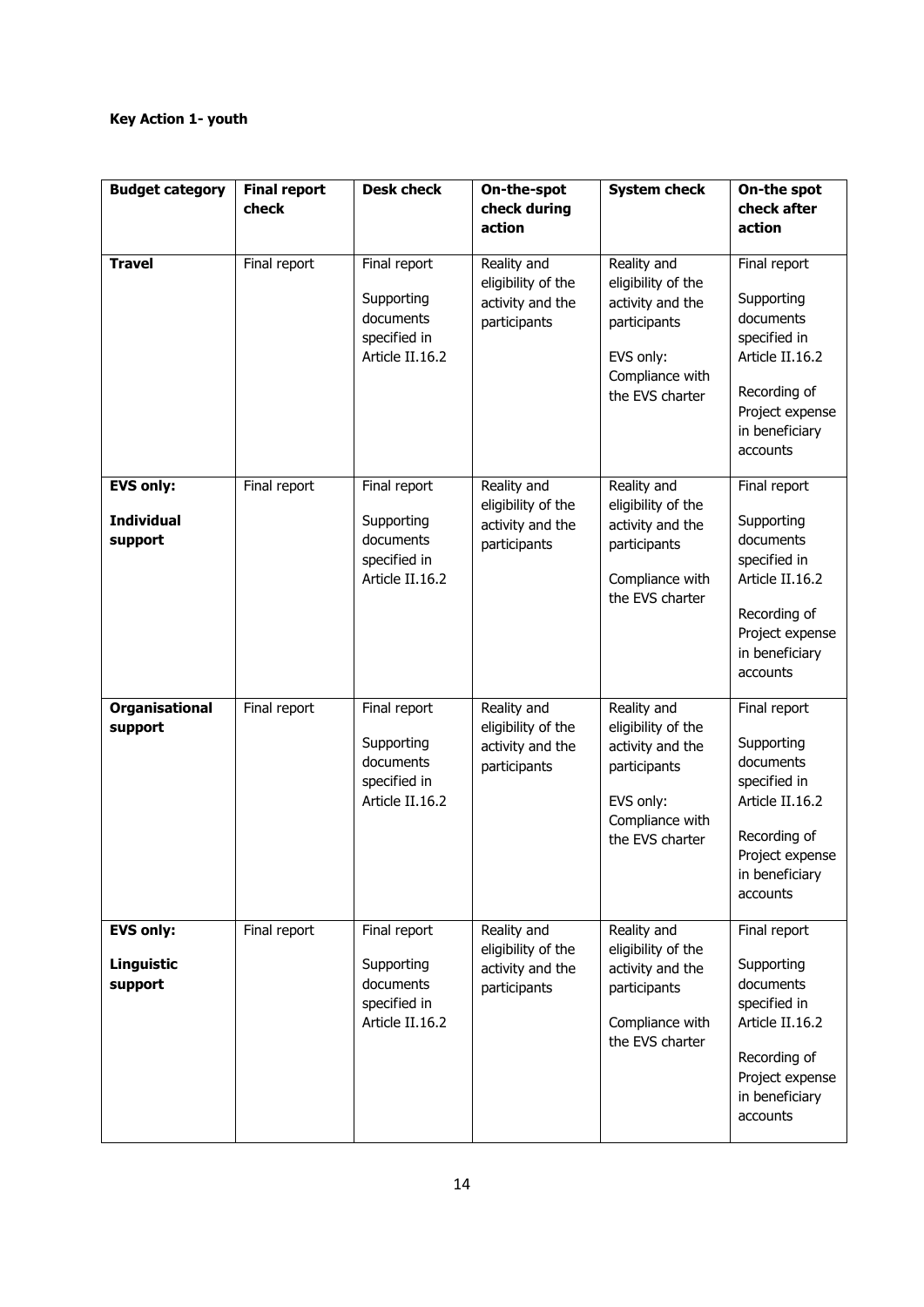**Key Action 1- youth**

| Budget category | Final report check | Desk check | On-the-spot check during action | System check | On-the spot check after action |
|---|---|---|---|---|---|
| **Travel** | Final report | Final report<br><br>Supporting documents specified in Article II.16.2 | Reality and eligibility of the activity and the participants | Reality and eligibility of the activity and the participants<br><br>EVS only: Compliance with the EVS charter | Final report<br><br>Supporting documents specified in Article II.16.2<br><br>Recording of Project expense in beneficiary accounts |
| **EVS only:**<br><br>**Individual support** | Final report | Final report<br><br>Supporting documents specified in Article II.16.2 | Reality and eligibility of the activity and the participants | Reality and eligibility of the activity and the participants<br><br>Compliance with the EVS charter | Final report<br><br>Supporting documents specified in Article II.16.2<br><br>Recording of Project expense in beneficiary accounts |
| **Organisational support** | Final report | Final report<br><br>Supporting documents specified in Article II.16.2 | Reality and eligibility of the activity and the participants | Reality and eligibility of the activity and the participants<br><br>EVS only: Compliance with the EVS charter | Final report<br><br>Supporting documents specified in Article II.16.2<br><br>Recording of Project expense in beneficiary accounts |
| **EVS only:**<br><br>**Linguistic support** | Final report | Final report<br><br>Supporting documents specified in Article II.16.2 | Reality and eligibility of the activity and the participants | Reality and eligibility of the activity and the participants<br><br>Compliance with the EVS charter | Final report<br><br>Supporting documents specified in Article II.16.2<br><br>Recording of Project expense in beneficiary accounts |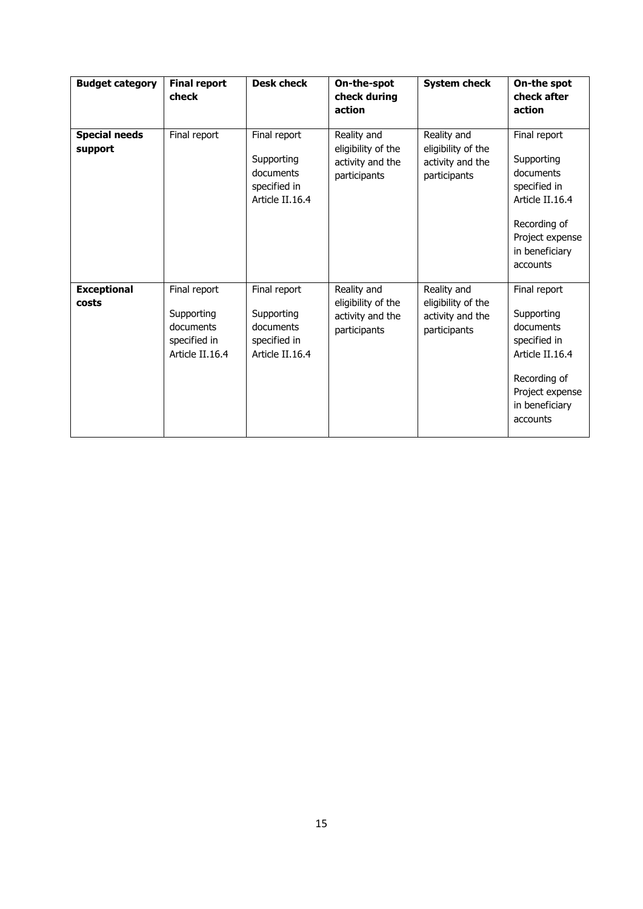| Budget category | Final report check | Desk check | On-the-spot check during action | System check | On-the spot check after action |
|---|---|---|---|---|---|
| **Special needs support** | Final report | Final report<br><br>Supporting documents specified in Article II.16.4 | Reality and eligibility of the activity and the participants | Reality and eligibility of the activity and the participants | Final report<br><br>Supporting documents specified in Article II.16.4<br><br>Recording of Project expense in beneficiary accounts |
| **Exceptional costs** | Final report<br><br>Supporting documents specified in Article II.16.4 | Final report<br><br>Supporting documents specified in Article II.16.4 | Reality and eligibility of the activity and the participants | Reality and eligibility of the activity and the participants | Final report<br><br>Supporting documents specified in Article II.16.4<br><br>Recording of Project expense in beneficiary accounts |